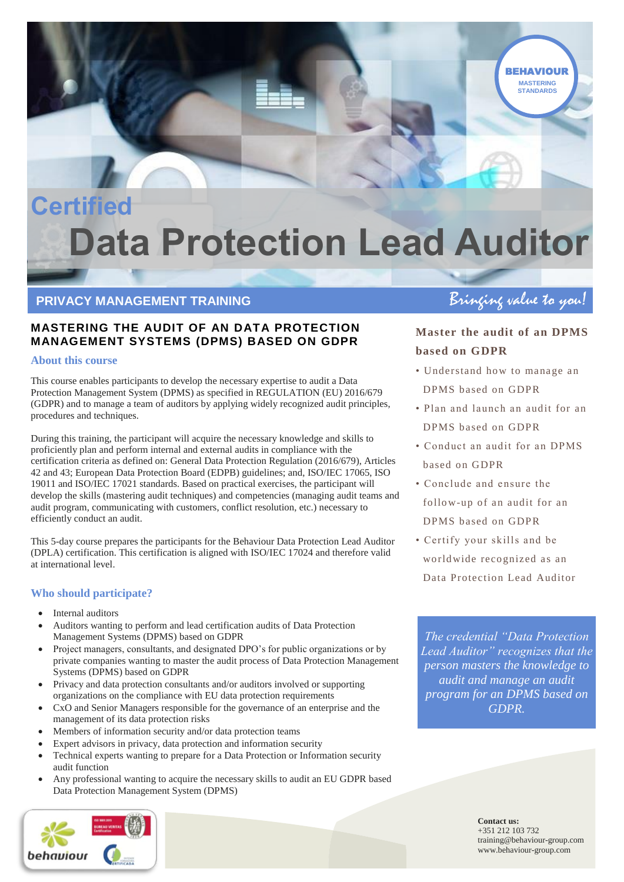BEHAVIOUR
MASTERING STANDARDS

# Certified
# Data Protection Lead Auditor

**PRIVACY MANAGEMENT TRAINING** *Bringing value to you!*

## MASTERING THE AUDIT OF AN DATA PROTECTION MANAGEMENT SYSTEMS (DPMS) BASED ON GDPR

### About this course

This course enables participants to develop the necessary expertise to audit a Data Protection Management System (DPMS) as specified in REGULATION (EU) 2016/679 (GDPR) and to manage a team of auditors by applying widely recognized audit principles, procedures and techniques.

During this training, the participant will acquire the necessary knowledge and skills to proficiently plan and perform internal and external audits in compliance with the certification criteria as defined on: General Data Protection Regulation (2016/679), Articles 42 and 43; European Data Protection Board (EDPB) guidelines; and, ISO/IEC 17065, ISO 19011 and ISO/IEC 17021 standards. Based on practical exercises, the participant will develop the skills (mastering audit techniques) and competencies (managing audit teams and audit program, communicating with customers, conflict resolution, etc.) necessary to efficiently conduct an audit.

This 5-day course prepares the participants for the Behaviour Data Protection Lead Auditor (DPLA) certification. This certification is aligned with ISO/IEC 17024 and therefore valid at international level.

### Who should participate?

- Internal auditors
- Auditors wanting to perform and lead certification audits of Data Protection Management Systems (DPMS) based on GDPR
- Project managers, consultants, and designated DPO's for public organizations or by private companies wanting to master the audit process of Data Protection Management Systems (DPMS) based on GDPR
- Privacy and data protection consultants and/or auditors involved or supporting organizations on the compliance with EU data protection requirements
- CxO and Senior Managers responsible for the governance of an enterprise and the management of its data protection risks
- Members of information security and/or data protection teams
- Expert advisors in privacy, data protection and information security
- Technical experts wanting to prepare for a Data Protection or Information security audit function
- Any professional wanting to acquire the necessary skills to audit an EU GDPR based Data Protection Management System (DPMS)

### Master the audit of an DPMS based on GDPR

- Understand how to manage an DPMS based on GDPR
- Plan and launch an audit for an DPMS based on GDPR
- Conduct an audit for an DPMS based on GDPR
- Conclude and ensure the follow-up of an audit for an DPMS based on GDPR
- Certify your skills and be worldwide recognized as an Data Protection Lead Auditor

*The credential "Data Protection Lead Auditor" recognizes that the person masters the knowledge to audit and manage an audit program for an DPMS based on GDPR.*

**Contact us:**
+351 212 103 732
training@behaviour-group.com
www.behaviour-group.com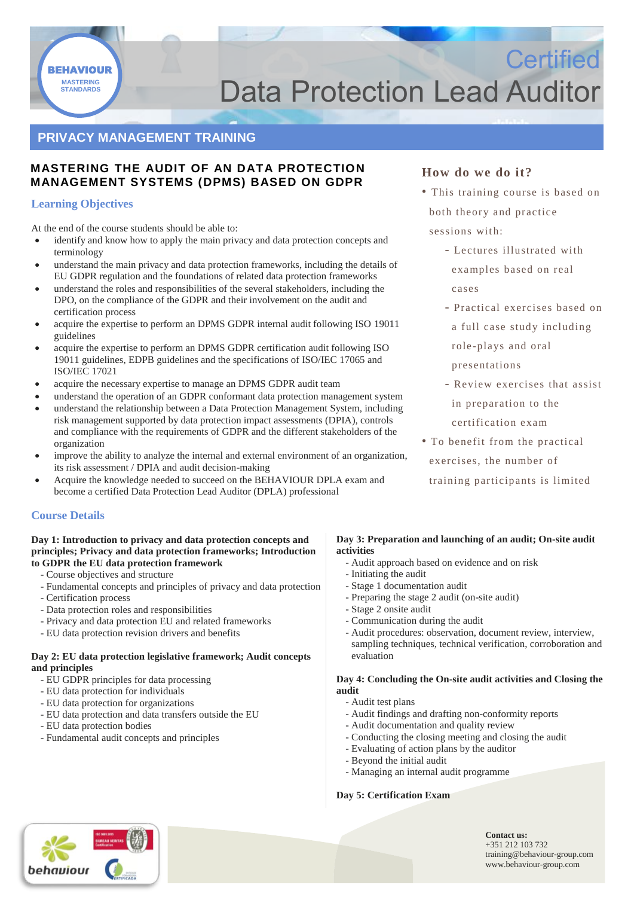# Certified Data Protection Lead Auditor

## PRIVACY MANAGEMENT TRAINING

### MASTERING THE AUDIT OF AN DATA PROTECTION MANAGEMENT SYSTEMS (DPMS) BASED ON GDPR

#### Learning Objectives

At the end of the course students should be able to:

- identify and know how to apply the main privacy and data protection concepts and terminology
- understand the main privacy and data protection frameworks, including the details of EU GDPR regulation and the foundations of related data protection frameworks
- understand the roles and responsibilities of the several stakeholders, including the DPO, on the compliance of the GDPR and their involvement on the audit and certification process
- acquire the expertise to perform an DPMS GDPR internal audit following ISO 19011 guidelines
- acquire the expertise to perform an DPMS GDPR certification audit following ISO 19011 guidelines, EDPB guidelines and the specifications of ISO/IEC 17065 and ISO/IEC 17021
- acquire the necessary expertise to manage an DPMS GDPR audit team
- understand the operation of an GDPR conformant data protection management system
- understand the relationship between a Data Protection Management System, including risk management supported by data protection impact assessments (DPIA), controls and compliance with the requirements of GDPR and the different stakeholders of the organization
- improve the ability to analyze the internal and external environment of an organization, its risk assessment / DPIA and audit decision-making
- Acquire the knowledge needed to succeed on the BEHAVIOUR DPLA exam and become a certified Data Protection Lead Auditor (DPLA) professional

### How do we do it?

- This training course is based on both theory and practice sessions with:
  - Lectures illustrated with examples based on real cases
  - Practical exercises based on a full case study including role-plays and oral presentations
  - Review exercises that assist in preparation to the certification exam
- To benefit from the practical exercises, the number of training participants is limited

#### Course Details

**Day 1: Introduction to privacy and data protection concepts and principles; Privacy and data protection frameworks; Introduction to GDPR the EU data protection framework**

- Course objectives and structure
- Fundamental concepts and principles of privacy and data protection
- Certification process
- Data protection roles and responsibilities
- Privacy and data protection EU and related frameworks
- EU data protection revision drivers and benefits

**Day 2: EU data protection legislative framework; Audit concepts and principles**

- EU GDPR principles for data processing
- EU data protection for individuals
- EU data protection for organizations
- EU data protection and data transfers outside the EU
- EU data protection bodies
- Fundamental audit concepts and principles

**Day 3: Preparation and launching of an audit; On-site audit activities**

- Audit approach based on evidence and on risk
- Initiating the audit
- Stage 1 documentation audit
- Preparing the stage 2 audit (on-site audit)
- Stage 2 onsite audit
- Communication during the audit
- Audit procedures: observation, document review, interview, sampling techniques, technical verification, corroboration and evaluation

**Day 4: Concluding the On-site audit activities and Closing the audit**

- Audit test plans
- Audit findings and drafting non-conformity reports
- Audit documentation and quality review
- Conducting the closing meeting and closing the audit
- Evaluating of action plans by the auditor
- Beyond the initial audit
- Managing an internal audit programme

**Day 5: Certification Exam**

**Contact us:**
+351 212 103 732
training@behaviour-group.com
www.behaviour-group.com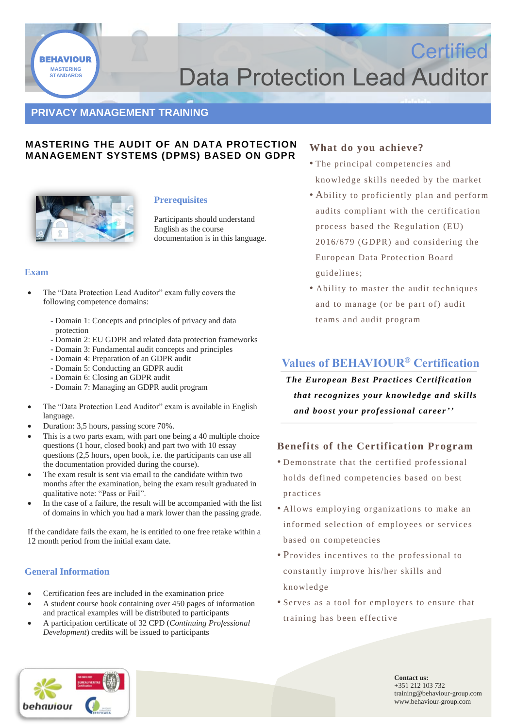BEHAVIOUR
MASTERING STANDARDS

# Certified Data Protection Lead Auditor

## PRIVACY MANAGEMENT TRAINING

### MASTERING THE AUDIT OF AN DATA PROTECTION MANAGEMENT SYSTEMS (DPMS) BASED ON GDPR

### Prerequisites

Participants should understand English as the course documentation is in this language.

### Exam

- The "Data Protection Lead Auditor" exam fully covers the following competence domains:

  - Domain 1: Concepts and principles of privacy and data protection
  - Domain 2: EU GDPR and related data protection frameworks
  - Domain 3: Fundamental audit concepts and principles
  - Domain 4: Preparation of an GDPR audit
  - Domain 5: Conducting an GDPR audit
  - Domain 6: Closing an GDPR audit
  - Domain 7: Managing an GDPR audit program

- The "Data Protection Lead Auditor" exam is available in English language.
- Duration: 3,5 hours, passing score 70%.
- This is a two parts exam, with part one being a 40 multiple choice questions (1 hour, closed book) and part two with 10 essay questions (2,5 hours, open book, i.e. the participants can use all the documentation provided during the course).
- The exam result is sent via email to the candidate within two months after the examination, being the exam result graduated in qualitative note: "Pass or Fail".
- In the case of a failure, the result will be accompanied with the list of domains in which you had a mark lower than the passing grade.

If the candidate fails the exam, he is entitled to one free retake within a 12 month period from the initial exam date.

### General Information

- Certification fees are included in the examination price
- A student course book containing over 450 pages of information and practical examples will be distributed to participants
- A participation certificate of 32 CPD (*Continuing Professional Development*) credits will be issued to participants

### What do you achieve?

- The principal competences and knowledge skills needed by the market
- Ability to proficiently plan and perform audits compliant with the certification process based the Regulation (EU) 2016/679 (GDPR) and considering the European Data Protection Board guidelines;
- Ability to master the audit techniques and to manage (or be part of) audit teams and audit program

### Values of BEHAVIOUR® Certification

***The European Best Practices Certification that recognizes your knowledge and skills and boost your professional career''***

### Benefits of the Certification Program

- Demonstrate that the certified professional holds defined competencies based on best practices
- Allows employing organizations to make an informed selection of employees or services based on competencies
- Provides incentives to the professional to constantly improve his/her skills and knowledge
- Serves as a tool for employers to ensure that training has been effective

**Contact us:**
+351 212 103 732
training@behaviour-group.com
www.behaviour-group.com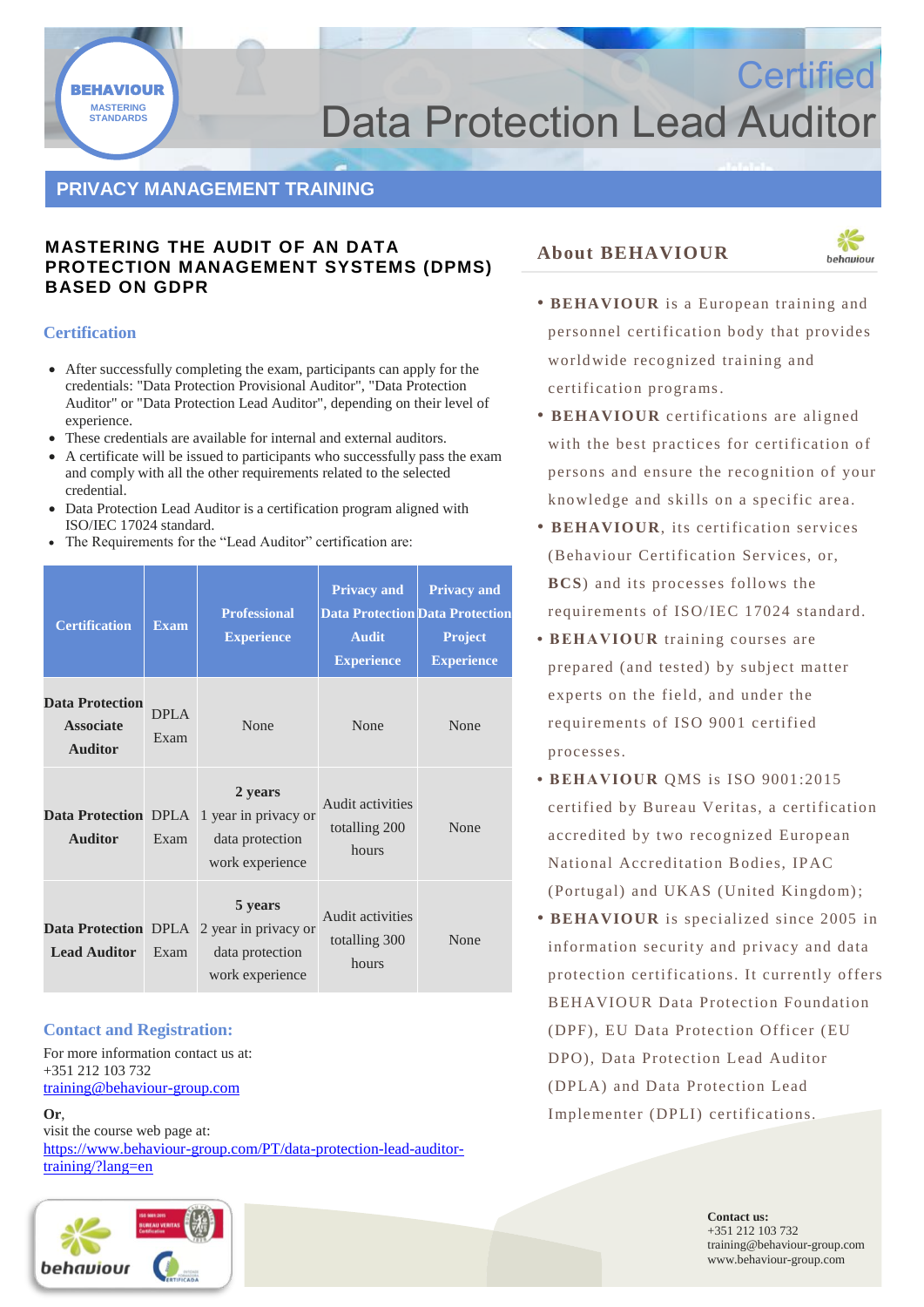# Certified Data Protection Lead Auditor

## PRIVACY MANAGEMENT TRAINING

### MASTERING THE AUDIT OF AN DATA PROTECTION MANAGEMENT SYSTEMS (DPMS) BASED ON GDPR

#### Certification

- After successfully completing the exam, participants can apply for the credentials: "Data Protection Provisional Auditor", "Data Protection Auditor" or "Data Protection Lead Auditor", depending on their level of experience.
- These credentials are available for internal and external auditors.
- A certificate will be issued to participants who successfully pass the exam and comply with all the other requirements related to the selected credential.
- Data Protection Lead Auditor is a certification program aligned with ISO/IEC 17024 standard.
- The Requirements for the "Lead Auditor" certification are:

| Certification | Exam | Professional Experience | Privacy and Data Protection Audit Experience | Privacy and Data Protection Project Experience |
|---|---|---|---|---|
| **Data Protection Associate Auditor** | DPLA Exam | None | None | None |
| **Data Protection Auditor** | DPLA Exam | **2 years** 1 year in privacy or data protection work experience | Audit activities totalling 200 hours | None |
| **Data Protection Lead Auditor** | DPLA Exam | **5 years** 2 year in privacy or data protection work experience | Audit activities totalling 300 hours | None |

#### Contact and Registration:

For more information contact us at:
+351 212 103 732
training@behaviour-group.com

**Or**,
visit the course web page at:
https://www.behaviour-group.com/PT/data-protection-lead-auditor-training/?lang=en

## About BEHAVIOUR

- **BEHAVIOUR** is a European training and personnel certification body that provides worldwide recognized training and certification programs.
- **BEHAVIOUR** certifications are aligned with the best practices for certification of persons and ensure the recognition of your knowledge and skills on a specific area.
- **BEHAVIOUR**, its certification services (Behaviour Certification Services, or, **BCS**) and its processes follows the requirements of ISO/IEC 17024 standard.
- **BEHAVIOUR** training courses are prepared (and tested) by subject matter experts on the field, and under the requirements of ISO 9001 certified processes.
- **BEHAVIOUR** QMS is ISO 9001:2015 certified by Bureau Veritas, a certification accredited by two recognized European National Accreditation Bodies, IPAC (Portugal) and UKAS (United Kingdom);
- **BEHAVIOUR** is specialized since 2005 in information security and privacy and data protection certifications. It currently offers BEHAVIOUR Data Protection Foundation (DPF), EU Data Protection Officer (EU DPO), Data Protection Lead Auditor (DPLA) and Data Protection Lead Implementer (DPLI) certifications.

**Contact us:**
+351 212 103 732
training@behaviour-group.com
www.behaviour-group.com